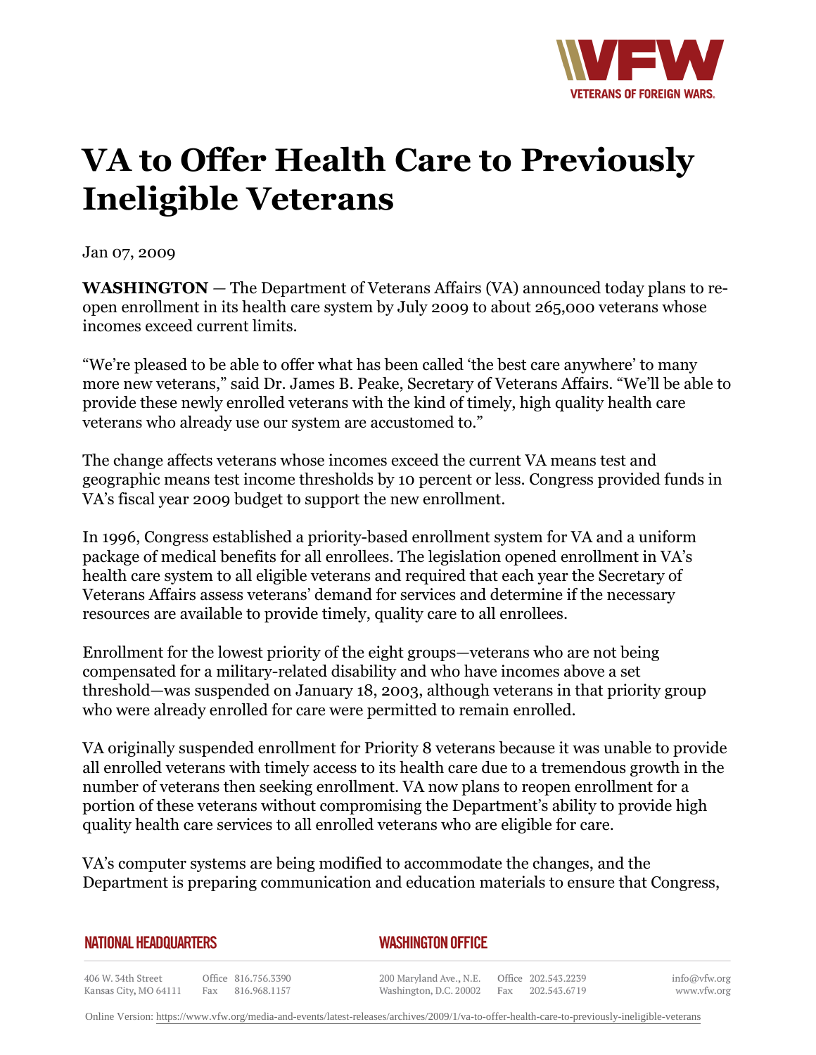# VA to Offer Health Care to Previously Ineligible Veterans

Jan 07, 2009

**WASHINGTON** — The Department of Veterans Affairs (VA) announced today plans to re-open enrollment in its health care system by July 2009 to about 265,000 veterans whose incomes exceed current limits.

"We're pleased to be able to offer what has been called 'the best care anywhere' to many more new veterans," said Dr. James B. Peake, Secretary of Veterans Affairs. "We'll be able to provide these newly enrolled veterans with the kind of timely, high quality health care veterans who already use our system are accustomed to."

The change affects veterans whose incomes exceed the current VA means test and geographic means test income thresholds by 10 percent or less. Congress provided funds in VA's fiscal year 2009 budget to support the new enrollment.

In 1996, Congress established a priority-based enrollment system for VA and a uniform package of medical benefits for all enrollees. The legislation opened enrollment in VA's health care system to all eligible veterans and required that each year the Secretary of Veterans Affairs assess veterans' demand for services and determine if the necessary resources are available to provide timely, quality care to all enrollees.

Enrollment for the lowest priority of the eight groups—veterans who are not being compensated for a military-related disability and who have incomes above a set threshold—was suspended on January 18, 2003, although veterans in that priority group who were already enrolled for care were permitted to remain enrolled.

VA originally suspended enrollment for Priority 8 veterans because it was unable to provide all enrolled veterans with timely access to its health care due to a tremendous growth in the number of veterans then seeking enrollment. VA now plans to reopen enrollment for a portion of these veterans without compromising the Department's ability to provide high quality health care services to all enrolled veterans who are eligible for care.

VA's computer systems are being modified to accommodate the changes, and the Department is preparing communication and education materials to ensure that Congress,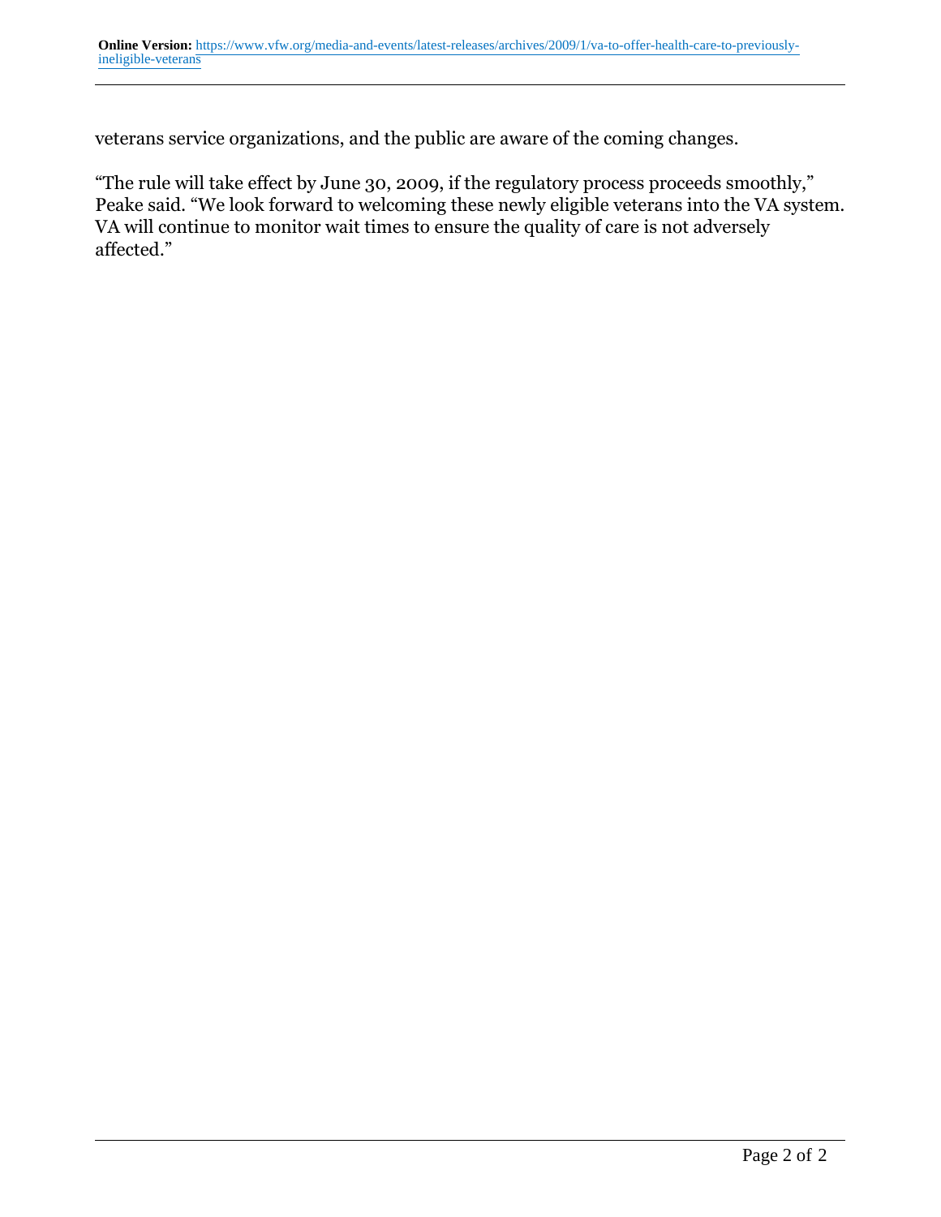veterans service organizations, and the public are aware of the coming changes.

“The rule will take effect by June 30, 2009, if the regulatory process proceeds smoothly,” Peake said. “We look forward to welcoming these newly eligible veterans into the VA system. VA will continue to monitor wait times to ensure the quality of care is not adversely affected.”